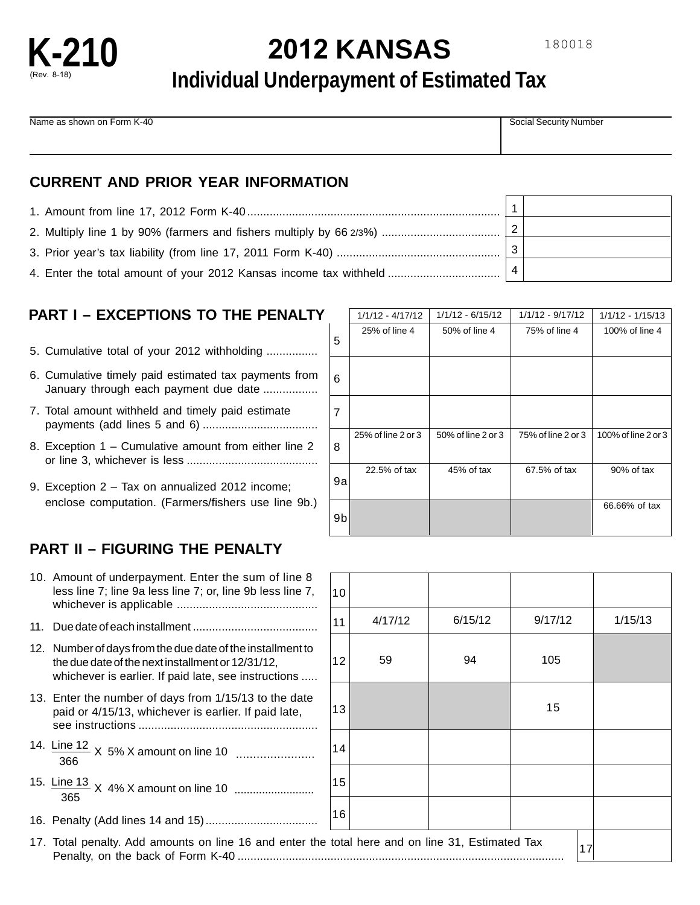K-210
(Rev. 8-18)

# 2012 KANSAS

## Individual Underpayment of Estimated Tax

180018

| Name as shown on Form K-40 | Social Security Number |
|---|---|
| | |

## CURRENT AND PRIOR YEAR INFORMATION

| | | |
|---|---|---|
| 1. Amount from line 17, 2012 Form K-40 | 1 | |
| 2. Multiply line 1 by 90% (farmers and fishers multiply by 66 2/3%) | 2 | |
| 3. Prior year's tax liability (from line 17, 2011 Form K-40) | 3 | |
| 4. Enter the total amount of your 2012 Kansas income tax withheld | 4 | |

## PART I – EXCEPTIONS TO THE PENALTY

| | | 1/1/12 - 4/17/12 | 1/1/12 - 6/15/12 | 1/1/12 - 9/17/12 | 1/1/12 - 1/15/13 |
|---|---|---|---|---|---|
| 5. Cumulative total of your 2012 withholding | 5 | 25% of line 4 | 50% of line 4 | 75% of line 4 | 100% of line 4 |
| 6. Cumulative timely paid estimated tax payments from January through each payment due date | 6 | | | | |
| 7. Total amount withheld and timely paid estimate payments (add lines 5 and 6) | 7 | | | | |
| 8. Exception 1 – Cumulative amount from either line 2 or line 3, whichever is less | 8 | 25% of line 2 or 3 | 50% of line 2 or 3 | 75% of line 2 or 3 | 100% of line 2 or 3 |
| 9. Exception 2 – Tax on annualized 2012 income; enclose computation. (Farmers/fishers use line 9b.) | 9a | 22.5% of tax | 45% of tax | 67.5% of tax | 90% of tax |
| | 9b | | | | 66.66% of tax |

## PART II – FIGURING THE PENALTY

| | | | | | |
|---|---|---|---|---|---|
| 10. Amount of underpayment. Enter the sum of line 8 less line 7; line 9a less line 7; or, line 9b less line 7, whichever is applicable | 10 | | | | |
| 11. Due date of each installment | 11 | 4/17/12 | 6/15/12 | 9/17/12 | 1/15/13 |
| 12. Number of days from the due date of the installment to the due date of the next installment or 12/31/12, whichever is earlier. If paid late, see instructions | 12 | 59 | 94 | 105 | |
| 13. Enter the number of days from 1/15/13 to the date paid or 4/15/13, whichever is earlier. If paid late, see instructions | 13 | | | 15 | |
| 14. $\frac{\text{Line 12}}{366}$ X 5% X amount on line 10 | 14 | | | | |
| 15. $\frac{\text{Line 13}}{365}$ X 4% X amount on line 10 | 15 | | | | |
| 16. Penalty (Add lines 14 and 15) | 16 | | | | |

17. Total penalty. Add amounts on line 16 and enter the total here and on line 31, Estimated Tax Penalty, on the back of Form K-40 ..... 17 ______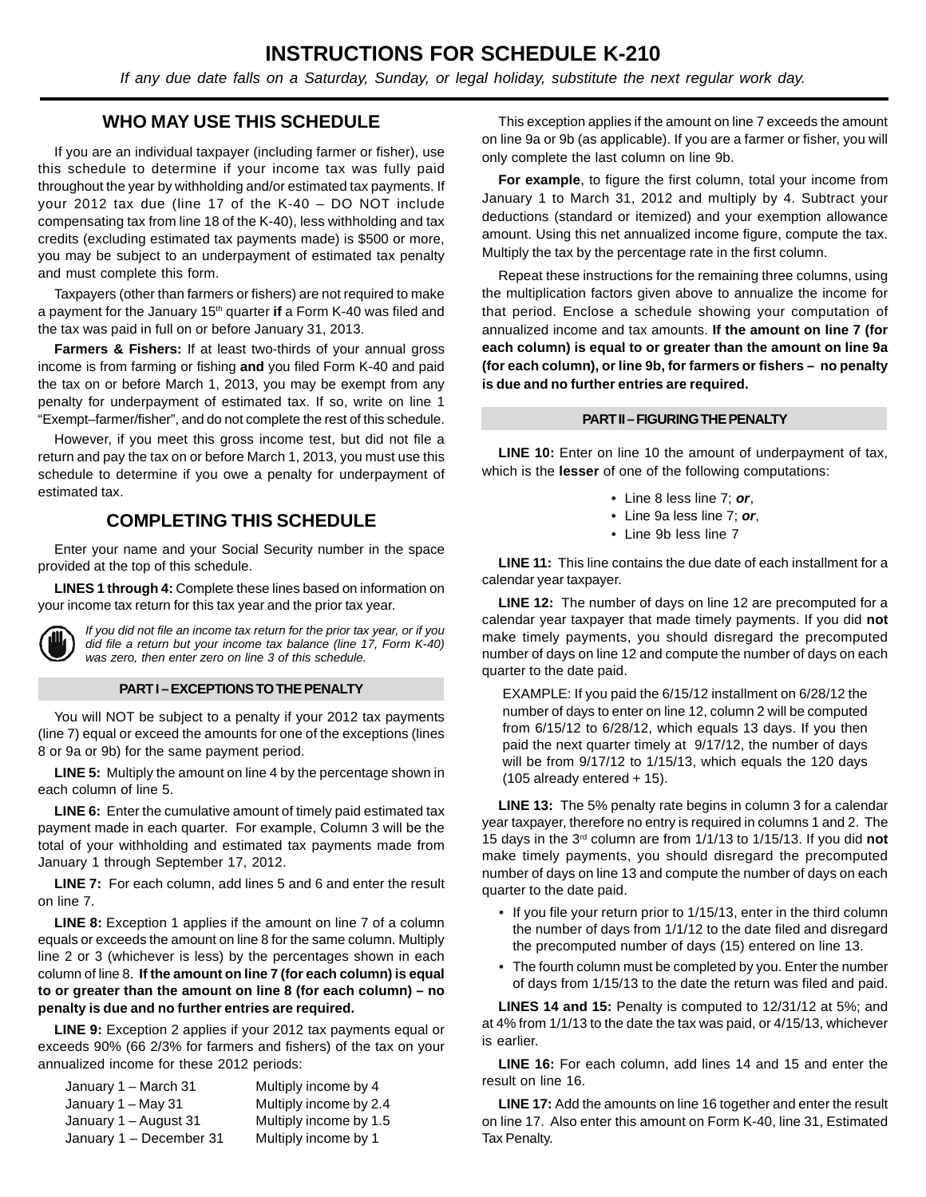# INSTRUCTIONS FOR SCHEDULE K-210

*If any due date falls on a Saturday, Sunday, or legal holiday, substitute the next regular work day.*

## WHO MAY USE THIS SCHEDULE

If you are an individual taxpayer (including farmer or fisher), use this schedule to determine if your income tax was fully paid throughout the year by withholding and/or estimated tax payments. If your 2012 tax due (line 17 of the K-40 – DO NOT include compensating tax from line 18 of the K-40), less withholding and tax credits (excluding estimated tax payments made) is $500 or more, you may be subject to an underpayment of estimated tax penalty and must complete this form.

Taxpayers (other than farmers or fishers) are not required to make a payment for the January 15th quarter **if** a Form K-40 was filed and the tax was paid in full on or before January 31, 2013.

**Farmers & Fishers:** If at least two-thirds of your annual gross income is from farming or fishing **and** you filed Form K-40 and paid the tax on or before March 1, 2013, you may be exempt from any penalty for underpayment of estimated tax. If so, write on line 1 "Exempt–farmer/fisher", and do not complete the rest of this schedule.

However, if you meet this gross income test, but did not file a return and pay the tax on or before March 1, 2013, you must use this schedule to determine if you owe a penalty for underpayment of estimated tax.

## COMPLETING THIS SCHEDULE

Enter your name and your Social Security number in the space provided at the top of this schedule.

**LINES 1 through 4:** Complete these lines based on information on your income tax return for this tax year and the prior tax year.

*If you did not file an income tax return for the prior tax year, or if you did file a return but your income tax balance (line 17, Form K-40) was zero, then enter zero on line 3 of this schedule.*

### PART I – EXCEPTIONS TO THE PENALTY

You will NOT be subject to a penalty if your 2012 tax payments (line 7) equal or exceed the amounts for one of the exceptions (lines 8 or 9a or 9b) for the same payment period.

**LINE 5:** Multiply the amount on line 4 by the percentage shown in each column of line 5.

**LINE 6:** Enter the cumulative amount of timely paid estimated tax payment made in each quarter. For example, Column 3 will be the total of your withholding and estimated tax payments made from January 1 through September 17, 2012.

**LINE 7:** For each column, add lines 5 and 6 and enter the result on line 7.

**LINE 8:** Exception 1 applies if the amount on line 7 of a column equals or exceeds the amount on line 8 for the same column. Multiply line 2 or 3 (whichever is less) by the percentages shown in each column of line 8. **If the amount on line 7 (for each column) is equal to or greater than the amount on line 8 (for each column) – no penalty is due and no further entries are required.**

**LINE 9:** Exception 2 applies if your 2012 tax payments equal or exceeds 90% (66 2/3% for farmers and fishers) of the tax on your annualized income for these 2012 periods:

| | |
|---|---|
| January 1 – March 31 | Multiply income by 4 |
| January 1 – May 31 | Multiply income by 2.4 |
| January 1 – August 31 | Multiply income by 1.5 |
| January 1 – December 31 | Multiply income by 1 |

This exception applies if the amount on line 7 exceeds the amount on line 9a or 9b (as applicable). If you are a farmer or fisher, you will only complete the last column on line 9b.

**For example**, to figure the first column, total your income from January 1 to March 31, 2012 and multiply by 4. Subtract your deductions (standard or itemized) and your exemption allowance amount. Using this net annualized income figure, compute the tax. Multiply the tax by the percentage rate in the first column.

Repeat these instructions for the remaining three columns, using the multiplication factors given above to annualize the income for that period. Enclose a schedule showing your computation of annualized income and tax amounts. **If the amount on line 7 (for each column) is equal to or greater than the amount on line 9a (for each column), or line 9b, for farmers or fishers – no penalty is due and no further entries are required.**

### PART II – FIGURING THE PENALTY

**LINE 10:** Enter on line 10 the amount of underpayment of tax, which is the **lesser** of one of the following computations:

- Line 8 less line 7; ***or***,
- Line 9a less line 7; ***or***,
- Line 9b less line 7

**LINE 11:** This line contains the due date of each installment for a calendar year taxpayer.

**LINE 12:** The number of days on line 12 are precomputed for a calendar year taxpayer that made timely payments. If you did **not** make timely payments, you should disregard the precomputed number of days on line 12 and compute the number of days on each quarter to the date paid.

EXAMPLE: If you paid the 6/15/12 installment on 6/28/12 the number of days to enter on line 12, column 2 will be computed from 6/15/12 to 6/28/12, which equals 13 days. If you then paid the next quarter timely at 9/17/12, the number of days will be from 9/17/12 to 1/15/13, which equals the 120 days (105 already entered + 15).

**LINE 13:** The 5% penalty rate begins in column 3 for a calendar year taxpayer, therefore no entry is required in columns 1 and 2. The 15 days in the 3rd column are from 1/1/13 to 1/15/13. If you did **not** make timely payments, you should disregard the precomputed number of days on line 13 and compute the number of days on each quarter to the date paid.

- If you file your return prior to 1/15/13, enter in the third column the number of days from 1/1/12 to the date filed and disregard the precomputed number of days (15) entered on line 13.
- The fourth column must be completed by you. Enter the number of days from 1/15/13 to the date the return was filed and paid.

**LINES 14 and 15:** Penalty is computed to 12/31/12 at 5%; and at 4% from 1/1/13 to the date the tax was paid, or 4/15/13, whichever is earlier.

**LINE 16:** For each column, add lines 14 and 15 and enter the result on line 16.

**LINE 17:** Add the amounts on line 16 together and enter the result on line 17. Also enter this amount on Form K-40, line 31, Estimated Tax Penalty.